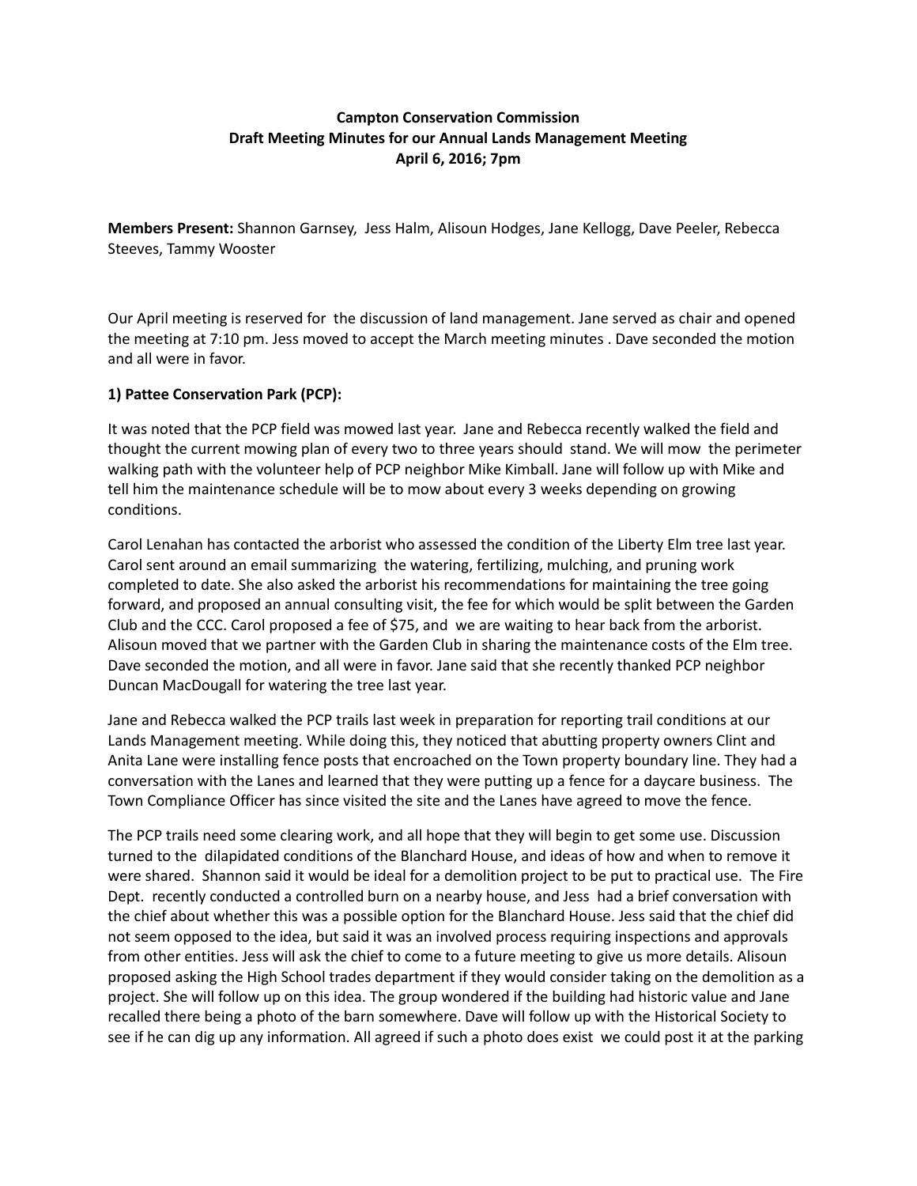**Campton Conservation Commission**
**Draft Meeting Minutes for our Annual Lands Management Meeting**
**April 6, 2016; 7pm**

**Members Present:** Shannon Garnsey, Jess Halm, Alisoun Hodges, Jane Kellogg, Dave Peeler, Rebecca Steeves, Tammy Wooster

Our April meeting is reserved for the discussion of land management. Jane served as chair and opened the meeting at 7:10 pm. Jess moved to accept the March meeting minutes . Dave seconded the motion and all were in favor.

**1) Pattee Conservation Park (PCP):**

It was noted that the PCP field was mowed last year. Jane and Rebecca recently walked the field and thought the current mowing plan of every two to three years should stand. We will mow the perimeter walking path with the volunteer help of PCP neighbor Mike Kimball. Jane will follow up with Mike and tell him the maintenance schedule will be to mow about every 3 weeks depending on growing conditions.

Carol Lenahan has contacted the arborist who assessed the condition of the Liberty Elm tree last year. Carol sent around an email summarizing the watering, fertilizing, mulching, and pruning work completed to date. She also asked the arborist his recommendations for maintaining the tree going forward, and proposed an annual consulting visit, the fee for which would be split between the Garden Club and the CCC. Carol proposed a fee of $75, and we are waiting to hear back from the arborist. Alisoun moved that we partner with the Garden Club in sharing the maintenance costs of the Elm tree. Dave seconded the motion, and all were in favor. Jane said that she recently thanked PCP neighbor Duncan MacDougall for watering the tree last year.

Jane and Rebecca walked the PCP trails last week in preparation for reporting trail conditions at our Lands Management meeting. While doing this, they noticed that abutting property owners Clint and Anita Lane were installing fence posts that encroached on the Town property boundary line. They had a conversation with the Lanes and learned that they were putting up a fence for a daycare business. The Town Compliance Officer has since visited the site and the Lanes have agreed to move the fence.

The PCP trails need some clearing work, and all hope that they will begin to get some use. Discussion turned to the dilapidated conditions of the Blanchard House, and ideas of how and when to remove it were shared. Shannon said it would be ideal for a demolition project to be put to practical use. The Fire Dept. recently conducted a controlled burn on a nearby house, and Jess had a brief conversation with the chief about whether this was a possible option for the Blanchard House. Jess said that the chief did not seem opposed to the idea, but said it was an involved process requiring inspections and approvals from other entities. Jess will ask the chief to come to a future meeting to give us more details. Alisoun proposed asking the High School trades department if they would consider taking on the demolition as a project. She will follow up on this idea. The group wondered if the building had historic value and Jane recalled there being a photo of the barn somewhere. Dave will follow up with the Historical Society to see if he can dig up any information. All agreed if such a photo does exist we could post it at the parking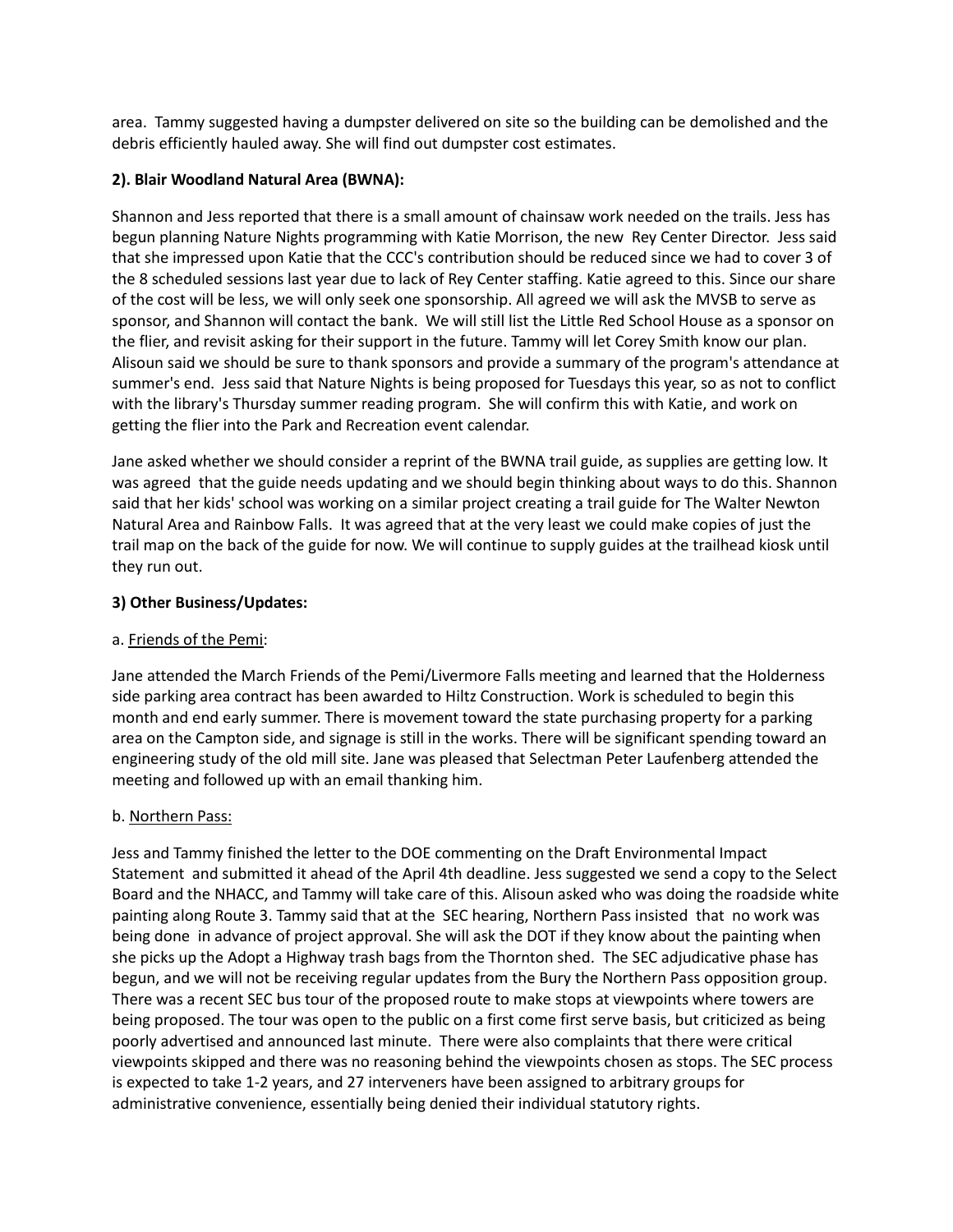area. Tammy suggested having a dumpster delivered on site so the building can be demolished and the debris efficiently hauled away. She will find out dumpster cost estimates.

**2). Blair Woodland Natural Area (BWNA):**

Shannon and Jess reported that there is a small amount of chainsaw work needed on the trails. Jess has begun planning Nature Nights programming with Katie Morrison, the new Rey Center Director. Jess said that she impressed upon Katie that the CCC's contribution should be reduced since we had to cover 3 of the 8 scheduled sessions last year due to lack of Rey Center staffing. Katie agreed to this. Since our share of the cost will be less, we will only seek one sponsorship. All agreed we will ask the MVSB to serve as sponsor, and Shannon will contact the bank. We will still list the Little Red School House as a sponsor on the flier, and revisit asking for their support in the future. Tammy will let Corey Smith know our plan. Alisoun said we should be sure to thank sponsors and provide a summary of the program's attendance at summer's end. Jess said that Nature Nights is being proposed for Tuesdays this year, so as not to conflict with the library's Thursday summer reading program. She will confirm this with Katie, and work on getting the flier into the Park and Recreation event calendar.

Jane asked whether we should consider a reprint of the BWNA trail guide, as supplies are getting low. It was agreed that the guide needs updating and we should begin thinking about ways to do this. Shannon said that her kids' school was working on a similar project creating a trail guide for The Walter Newton Natural Area and Rainbow Falls. It was agreed that at the very least we could make copies of just the trail map on the back of the guide for now. We will continue to supply guides at the trailhead kiosk until they run out.

**3) Other Business/Updates:**

a. Friends of the Pemi:

Jane attended the March Friends of the Pemi/Livermore Falls meeting and learned that the Holderness side parking area contract has been awarded to Hiltz Construction. Work is scheduled to begin this month and end early summer. There is movement toward the state purchasing property for a parking area on the Campton side, and signage is still in the works. There will be significant spending toward an engineering study of the old mill site. Jane was pleased that Selectman Peter Laufenberg attended the meeting and followed up with an email thanking him.

b. Northern Pass:

Jess and Tammy finished the letter to the DOE commenting on the Draft Environmental Impact Statement and submitted it ahead of the April 4th deadline. Jess suggested we send a copy to the Select Board and the NHACC, and Tammy will take care of this. Alisoun asked who was doing the roadside white painting along Route 3. Tammy said that at the SEC hearing, Northern Pass insisted that no work was being done in advance of project approval. She will ask the DOT if they know about the painting when she picks up the Adopt a Highway trash bags from the Thornton shed. The SEC adjudicative phase has begun, and we will not be receiving regular updates from the Bury the Northern Pass opposition group. There was a recent SEC bus tour of the proposed route to make stops at viewpoints where towers are being proposed. The tour was open to the public on a first come first serve basis, but criticized as being poorly advertised and announced last minute. There were also complaints that there were critical viewpoints skipped and there was no reasoning behind the viewpoints chosen as stops. The SEC process is expected to take 1-2 years, and 27 interveners have been assigned to arbitrary groups for administrative convenience, essentially being denied their individual statutory rights.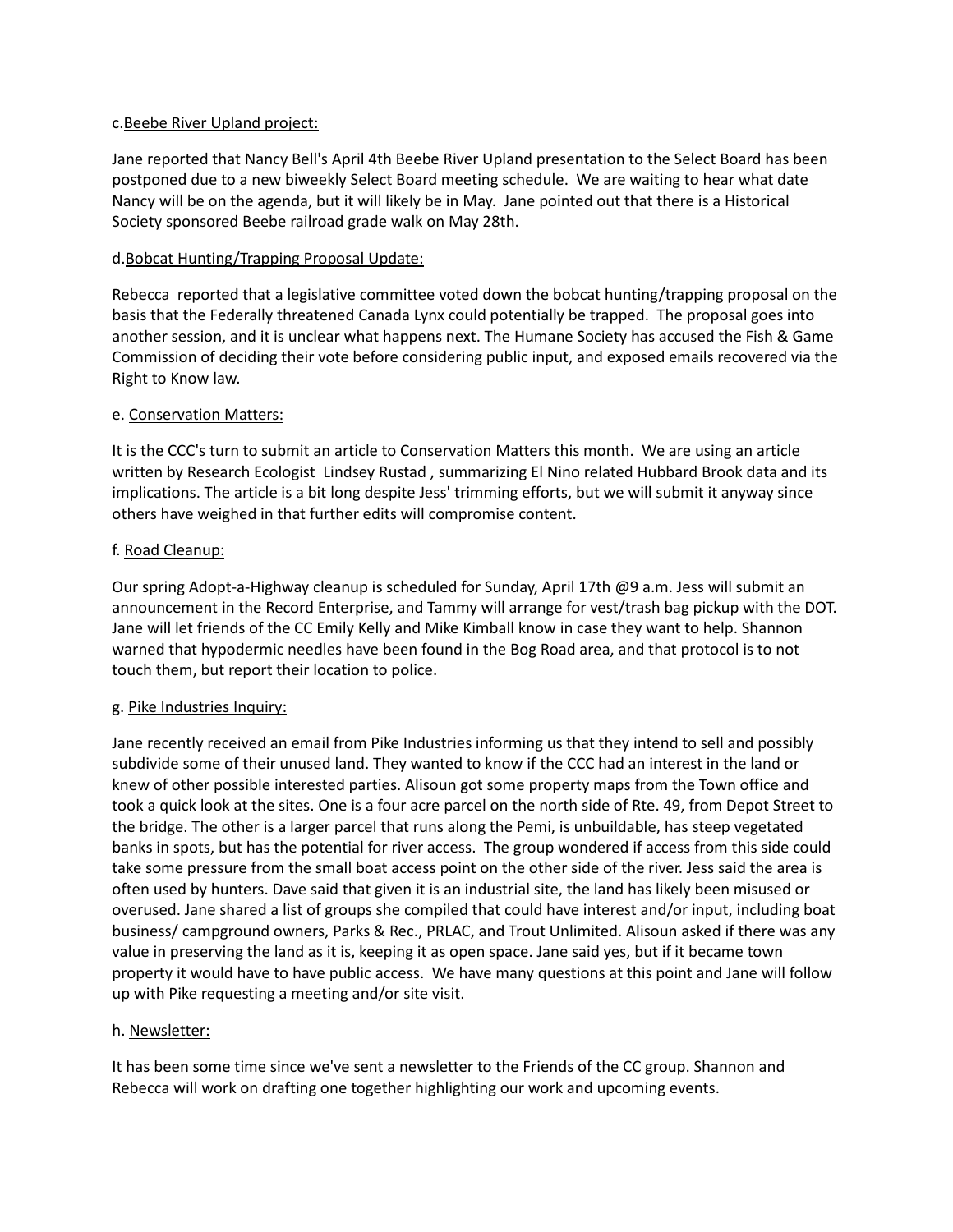c. <u>Beebe River Upland project:</u>

Jane reported that Nancy Bell's April 4th Beebe River Upland presentation to the Select Board has been postponed due to a new biweekly Select Board meeting schedule. We are waiting to hear what date Nancy will be on the agenda, but it will likely be in May. Jane pointed out that there is a Historical Society sponsored Beebe railroad grade walk on May 28th.

d. <u>Bobcat Hunting/Trapping Proposal Update:</u>

Rebecca reported that a legislative committee voted down the bobcat hunting/trapping proposal on the basis that the Federally threatened Canada Lynx could potentially be trapped. The proposal goes into another session, and it is unclear what happens next. The Humane Society has accused the Fish & Game Commission of deciding their vote before considering public input, and exposed emails recovered via the Right to Know law.

e. <u>Conservation Matters:</u>

It is the CCC's turn to submit an article to Conservation Matters this month. We are using an article written by Research Ecologist Lindsey Rustad , summarizing El Nino related Hubbard Brook data and its implications. The article is a bit long despite Jess' trimming efforts, but we will submit it anyway since others have weighed in that further edits will compromise content.

f. <u>Road Cleanup:</u>

Our spring Adopt-a-Highway cleanup is scheduled for Sunday, April 17th @9 a.m. Jess will submit an announcement in the Record Enterprise, and Tammy will arrange for vest/trash bag pickup with the DOT. Jane will let friends of the CC Emily Kelly and Mike Kimball know in case they want to help. Shannon warned that hypodermic needles have been found in the Bog Road area, and that protocol is to not touch them, but report their location to police.

g. <u>Pike Industries Inquiry:</u>

Jane recently received an email from Pike Industries informing us that they intend to sell and possibly subdivide some of their unused land. They wanted to know if the CCC had an interest in the land or knew of other possible interested parties. Alisoun got some property maps from the Town office and took a quick look at the sites. One is a four acre parcel on the north side of Rte. 49, from Depot Street to the bridge. The other is a larger parcel that runs along the Pemi, is unbuildable, has steep vegetated banks in spots, but has the potential for river access. The group wondered if access from this side could take some pressure from the small boat access point on the other side of the river. Jess said the area is often used by hunters. Dave said that given it is an industrial site, the land has likely been misused or overused. Jane shared a list of groups she compiled that could have interest and/or input, including boat business/ campground owners, Parks & Rec., PRLAC, and Trout Unlimited. Alisoun asked if there was any value in preserving the land as it is, keeping it as open space. Jane said yes, but if it became town property it would have to have public access. We have many questions at this point and Jane will follow up with Pike requesting a meeting and/or site visit.

h. <u>Newsletter:</u>

It has been some time since we've sent a newsletter to the Friends of the CC group. Shannon and Rebecca will work on drafting one together highlighting our work and upcoming events.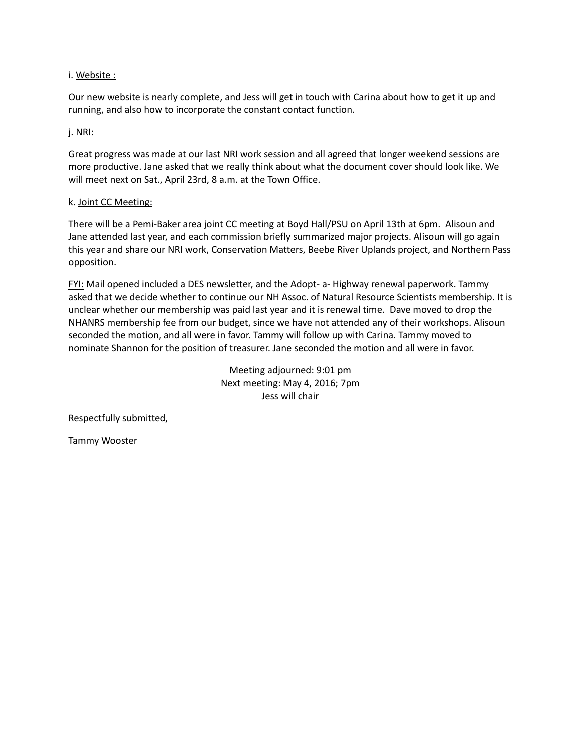i. <u>Website :</u>

Our new website is nearly complete, and Jess will get in touch with Carina about how to get it up and running, and also how to incorporate the constant contact function.

j. <u>NRI:</u>

Great progress was made at our last NRI work session and all agreed that longer weekend sessions are more productive. Jane asked that we really think about what the document cover should look like. We will meet next on Sat., April 23rd, 8 a.m. at the Town Office.

k. <u>Joint CC Meeting:</u>

There will be a Pemi-Baker area joint CC meeting at Boyd Hall/PSU on April 13th at 6pm. Alisoun and Jane attended last year, and each commission briefly summarized major projects. Alisoun will go again this year and share our NRI work, Conservation Matters, Beebe River Uplands project, and Northern Pass opposition.

<u>FYI:</u> Mail opened included a DES newsletter, and the Adopt- a- Highway renewal paperwork. Tammy asked that we decide whether to continue our NH Assoc. of Natural Resource Scientists membership. It is unclear whether our membership was paid last year and it is renewal time. Dave moved to drop the NHANRS membership fee from our budget, since we have not attended any of their workshops. Alisoun seconded the motion, and all were in favor. Tammy will follow up with Carina. Tammy moved to nominate Shannon for the position of treasurer. Jane seconded the motion and all were in favor.

Meeting adjourned: 9:01 pm
Next meeting: May 4, 2016; 7pm
Jess will chair

Respectfully submitted,

Tammy Wooster